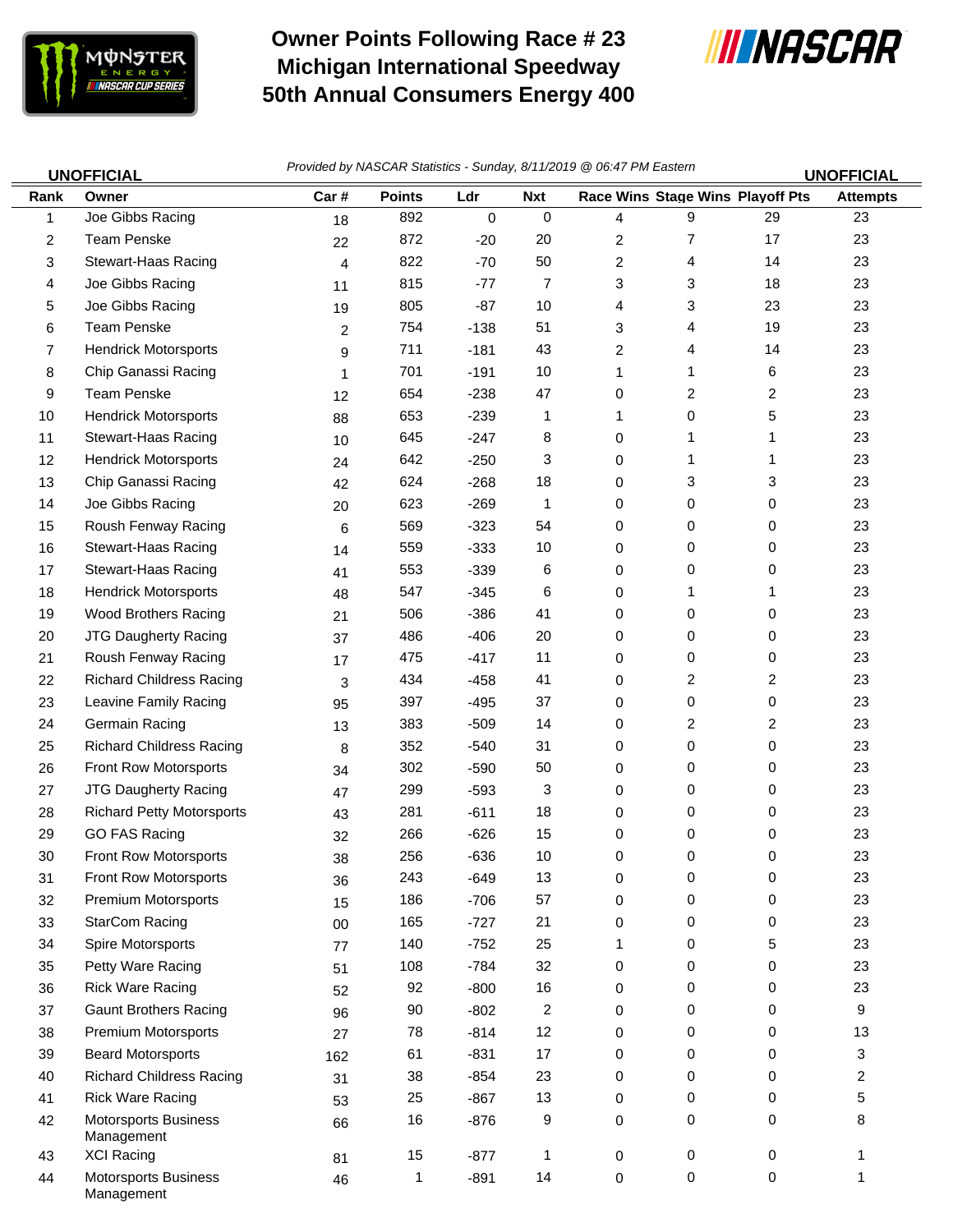# Owner Points Following Race # 23
# Michigan International Speedway
# 50th Annual Consumers Energy 400

**UNOFFICIAL** *Provided by NASCAR Statistics - Sunday, 8/11/2019 @ 06:47 PM Eastern* **UNOFFICIAL**

| Rank | Owner | Car # | Points | Ldr | Nxt | Race Wins | Stage Wins | Playoff Pts | Attempts |
|---|---|---|---|---|---|---|---|---|---|
| 1 | Joe Gibbs Racing | 18 | 892 | 0 | 0 | 4 | 9 | 29 | 23 |
| 2 | Team Penske | 22 | 872 | -20 | 20 | 2 | 7 | 17 | 23 |
| 3 | Stewart-Haas Racing | 4 | 822 | -70 | 50 | 2 | 4 | 14 | 23 |
| 4 | Joe Gibbs Racing | 11 | 815 | -77 | 7 | 3 | 3 | 18 | 23 |
| 5 | Joe Gibbs Racing | 19 | 805 | -87 | 10 | 4 | 3 | 23 | 23 |
| 6 | Team Penske | 2 | 754 | -138 | 51 | 3 | 4 | 19 | 23 |
| 7 | Hendrick Motorsports | 9 | 711 | -181 | 43 | 2 | 4 | 14 | 23 |
| 8 | Chip Ganassi Racing | 1 | 701 | -191 | 10 | 1 | 1 | 6 | 23 |
| 9 | Team Penske | 12 | 654 | -238 | 47 | 0 | 2 | 2 | 23 |
| 10 | Hendrick Motorsports | 88 | 653 | -239 | 1 | 1 | 0 | 5 | 23 |
| 11 | Stewart-Haas Racing | 10 | 645 | -247 | 8 | 0 | 1 | 1 | 23 |
| 12 | Hendrick Motorsports | 24 | 642 | -250 | 3 | 0 | 1 | 1 | 23 |
| 13 | Chip Ganassi Racing | 42 | 624 | -268 | 18 | 0 | 3 | 3 | 23 |
| 14 | Joe Gibbs Racing | 20 | 623 | -269 | 1 | 0 | 0 | 0 | 23 |
| 15 | Roush Fenway Racing | 6 | 569 | -323 | 54 | 0 | 0 | 0 | 23 |
| 16 | Stewart-Haas Racing | 14 | 559 | -333 | 10 | 0 | 0 | 0 | 23 |
| 17 | Stewart-Haas Racing | 41 | 553 | -339 | 6 | 0 | 0 | 0 | 23 |
| 18 | Hendrick Motorsports | 48 | 547 | -345 | 6 | 0 | 1 | 1 | 23 |
| 19 | Wood Brothers Racing | 21 | 506 | -386 | 41 | 0 | 0 | 0 | 23 |
| 20 | JTG Daugherty Racing | 37 | 486 | -406 | 20 | 0 | 0 | 0 | 23 |
| 21 | Roush Fenway Racing | 17 | 475 | -417 | 11 | 0 | 0 | 0 | 23 |
| 22 | Richard Childress Racing | 3 | 434 | -458 | 41 | 0 | 2 | 2 | 23 |
| 23 | Leavine Family Racing | 95 | 397 | -495 | 37 | 0 | 0 | 0 | 23 |
| 24 | Germain Racing | 13 | 383 | -509 | 14 | 0 | 2 | 2 | 23 |
| 25 | Richard Childress Racing | 8 | 352 | -540 | 31 | 0 | 0 | 0 | 23 |
| 26 | Front Row Motorsports | 34 | 302 | -590 | 50 | 0 | 0 | 0 | 23 |
| 27 | JTG Daugherty Racing | 47 | 299 | -593 | 3 | 0 | 0 | 0 | 23 |
| 28 | Richard Petty Motorsports | 43 | 281 | -611 | 18 | 0 | 0 | 0 | 23 |
| 29 | GO FAS Racing | 32 | 266 | -626 | 15 | 0 | 0 | 0 | 23 |
| 30 | Front Row Motorsports | 38 | 256 | -636 | 10 | 0 | 0 | 0 | 23 |
| 31 | Front Row Motorsports | 36 | 243 | -649 | 13 | 0 | 0 | 0 | 23 |
| 32 | Premium Motorsports | 15 | 186 | -706 | 57 | 0 | 0 | 0 | 23 |
| 33 | StarCom Racing | 00 | 165 | -727 | 21 | 0 | 0 | 0 | 23 |
| 34 | Spire Motorsports | 77 | 140 | -752 | 25 | 1 | 0 | 5 | 23 |
| 35 | Petty Ware Racing | 51 | 108 | -784 | 32 | 0 | 0 | 0 | 23 |
| 36 | Rick Ware Racing | 52 | 92 | -800 | 16 | 0 | 0 | 0 | 23 |
| 37 | Gaunt Brothers Racing | 96 | 90 | -802 | 2 | 0 | 0 | 0 | 9 |
| 38 | Premium Motorsports | 27 | 78 | -814 | 12 | 0 | 0 | 0 | 13 |
| 39 | Beard Motorsports | 162 | 61 | -831 | 17 | 0 | 0 | 0 | 3 |
| 40 | Richard Childress Racing | 31 | 38 | -854 | 23 | 0 | 0 | 0 | 2 |
| 41 | Rick Ware Racing | 53 | 25 | -867 | 13 | 0 | 0 | 0 | 5 |
| 42 | Motorsports Business Management | 66 | 16 | -876 | 9 | 0 | 0 | 0 | 8 |
| 43 | XCI Racing | 81 | 15 | -877 | 1 | 0 | 0 | 0 | 1 |
| 44 | Motorsports Business Management | 46 | 1 | -891 | 14 | 0 | 0 | 0 | 1 |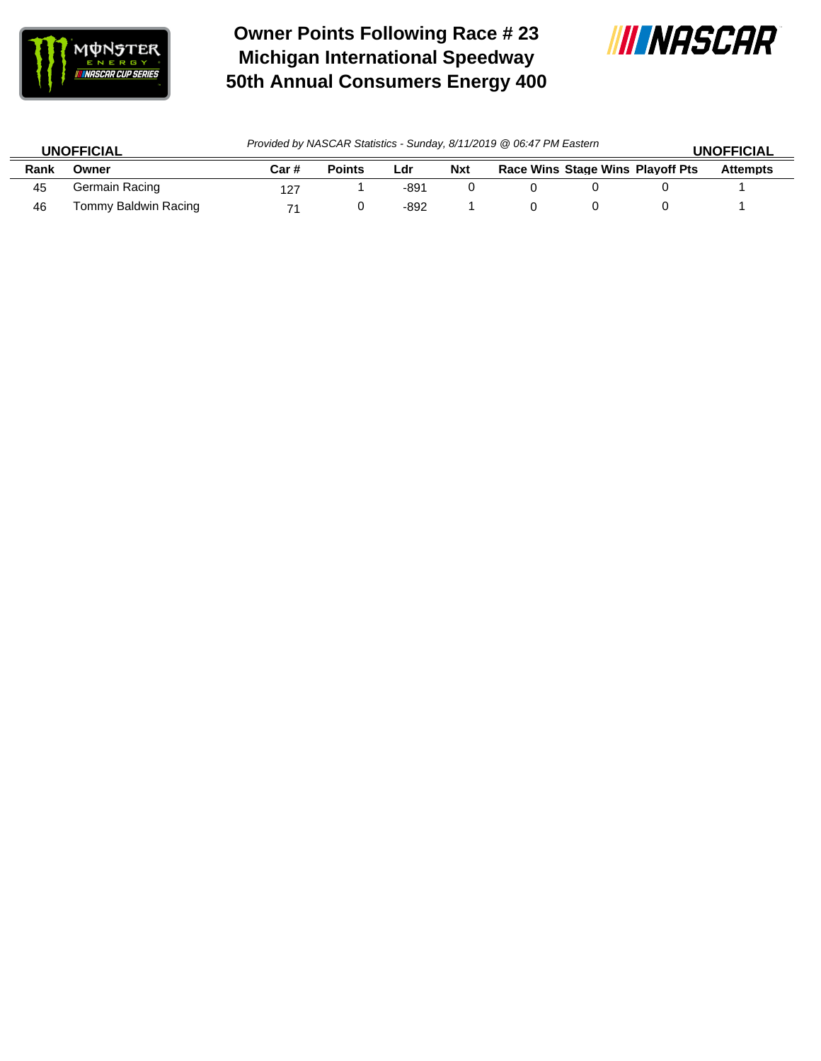# Owner Points Following Race # 23
# Michigan International Speedway
# 50th Annual Consumers Energy 400

**UNOFFICIAL** *Provided by NASCAR Statistics - Sunday, 8/11/2019 @ 06:47 PM Eastern* **UNOFFICIAL**

| Rank | Owner | Car # | Points | Ldr | Nxt | Race Wins | Stage Wins | Playoff Pts | Attempts |
|---|---|---|---|---|---|---|---|---|---|
| 45 | Germain Racing | 127 | 1 | -891 | 0 | 0 | 0 | 0 | 1 |
| 46 | Tommy Baldwin Racing | 71 | 0 | -892 | 1 | 0 | 0 | 0 | 1 |